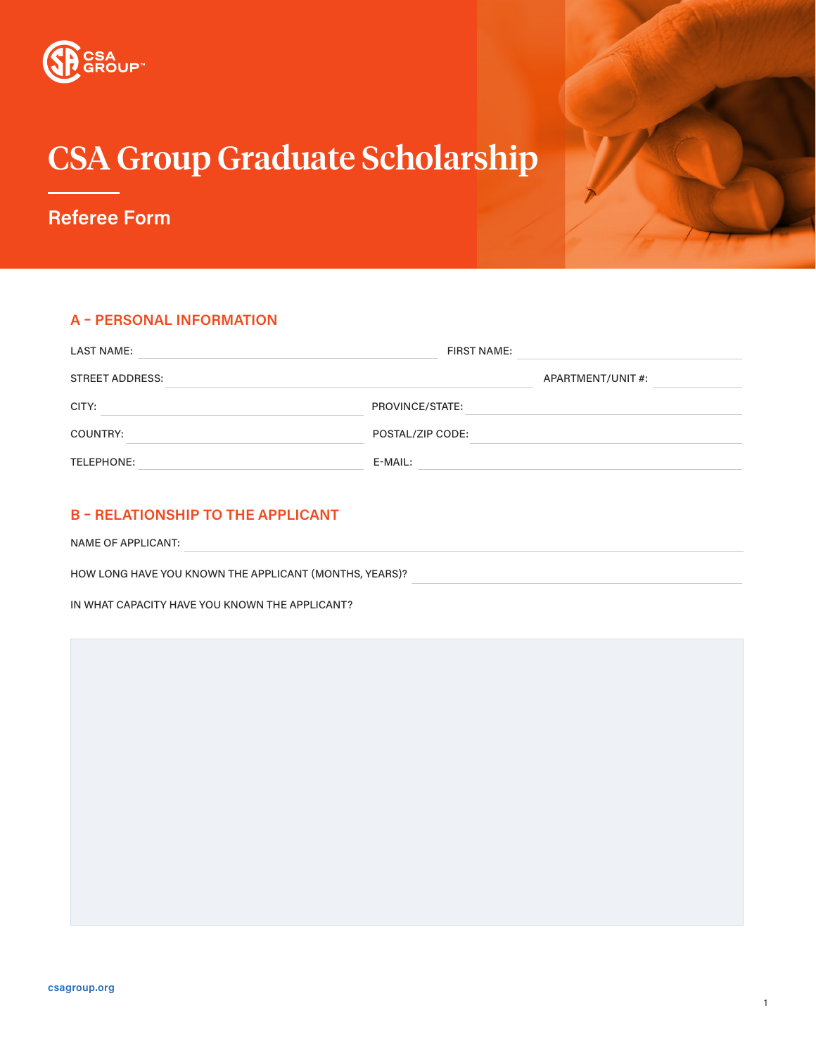CSA GROUP™

# CSA Group Graduate Scholarship

## Referee Form

### A – PERSONAL INFORMATION

LAST NAME: ______________________ FIRST NAME: ______________________

STREET ADDRESS: ______________________ APARTMENT/UNIT #: __________

CITY: ______________________ PROVINCE/STATE: ______________________

COUNTRY: ______________________ POSTAL/ZIP CODE: ______________________

TELEPHONE: ______________________ E-MAIL: ______________________

### B – RELATIONSHIP TO THE APPLICANT

NAME OF APPLICANT: ______________________

HOW LONG HAVE YOU KNOWN THE APPLICANT (MONTHS, YEARS)? ______________________

IN WHAT CAPACITY HAVE YOU KNOWN THE APPLICANT?

csagroup.org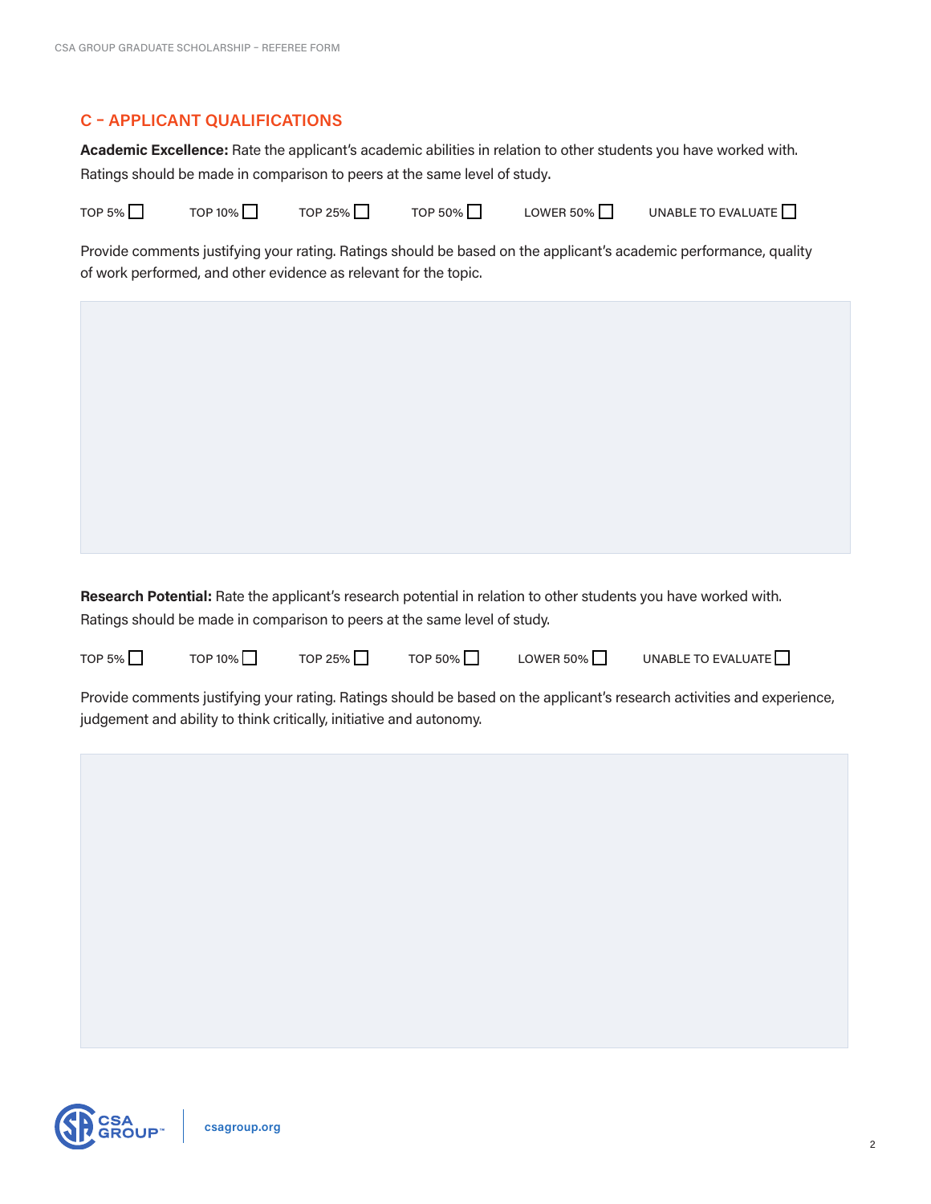## C – APPLICANT QUALIFICATIONS

**Academic Excellence:** Rate the applicant's academic abilities in relation to other students you have worked with. Ratings should be made in comparison to peers at the same level of study.

TOP 5% ☐ TOP 10% ☐ TOP 25% ☐ TOP 50% ☐ LOWER 50% ☐ UNABLE TO EVALUATE ☐

Provide comments justifying your rating. Ratings should be based on the applicant's academic performance, quality of work performed, and other evidence as relevant for the topic.

**Research Potential:** Rate the applicant's research potential in relation to other students you have worked with. Ratings should be made in comparison to peers at the same level of study.

TOP 5% ☐ TOP 10% ☐ TOP 25% ☐ TOP 50% ☐ LOWER 50% ☐ UNABLE TO EVALUATE ☐

Provide comments justifying your rating. Ratings should be based on the applicant's research activities and experience, judgement and ability to think critically, initiative and autonomy.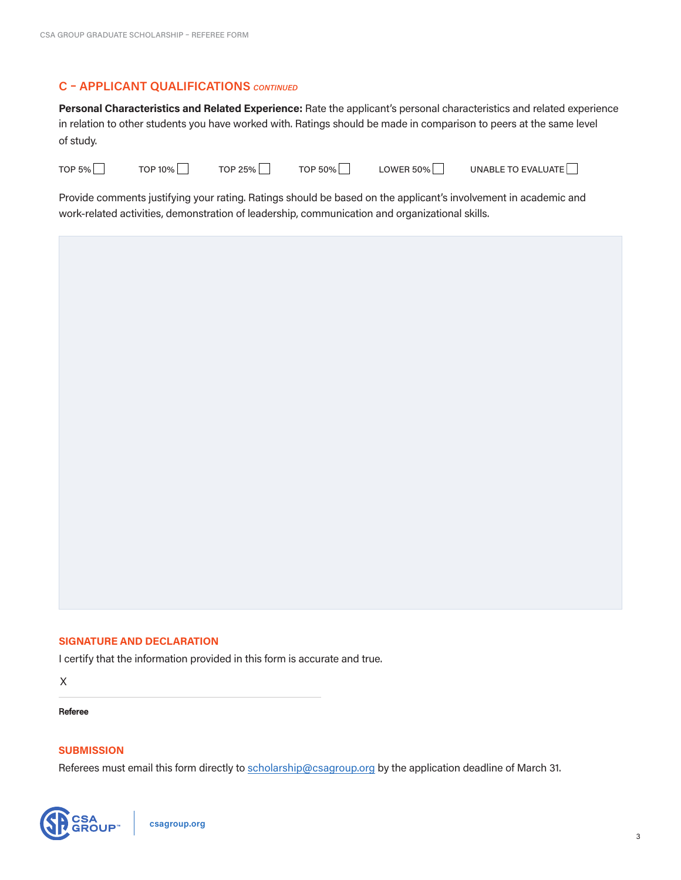## C – APPLICANT QUALIFICATIONS *CONTINUED*

**Personal Characteristics and Related Experience:** Rate the applicant's personal characteristics and related experience in relation to other students you have worked with. Ratings should be made in comparison to peers at the same level of study.

TOP 5% ☐ TOP 10% ☐ TOP 25% ☐ TOP 50% ☐ LOWER 50% ☐ UNABLE TO EVALUATE ☐

Provide comments justifying your rating. Ratings should be based on the applicant's involvement in academic and work-related activities, demonstration of leadership, communication and organizational skills.

### SIGNATURE AND DECLARATION

I certify that the information provided in this form is accurate and true.

X

______________________________

**Referee**

### SUBMISSION

Referees must email this form directly to scholarship@csagroup.org by the application deadline of March 31.

CSA GROUP™ csagroup.org